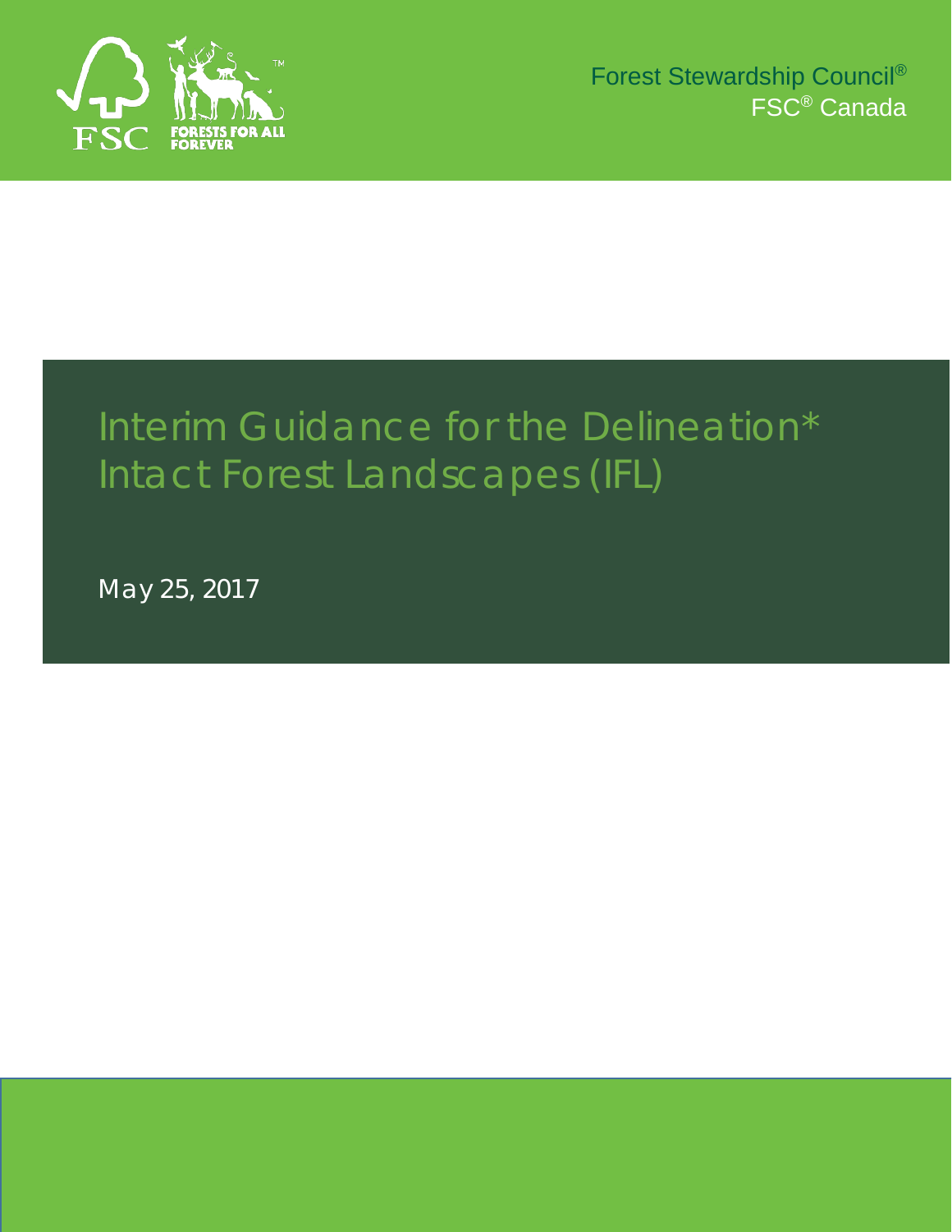Forest Stewardship Council®
FSC® Canada

# Interim Guidance for the Delineation* Intact Forest Landscapes (IFL)

May 25, 2017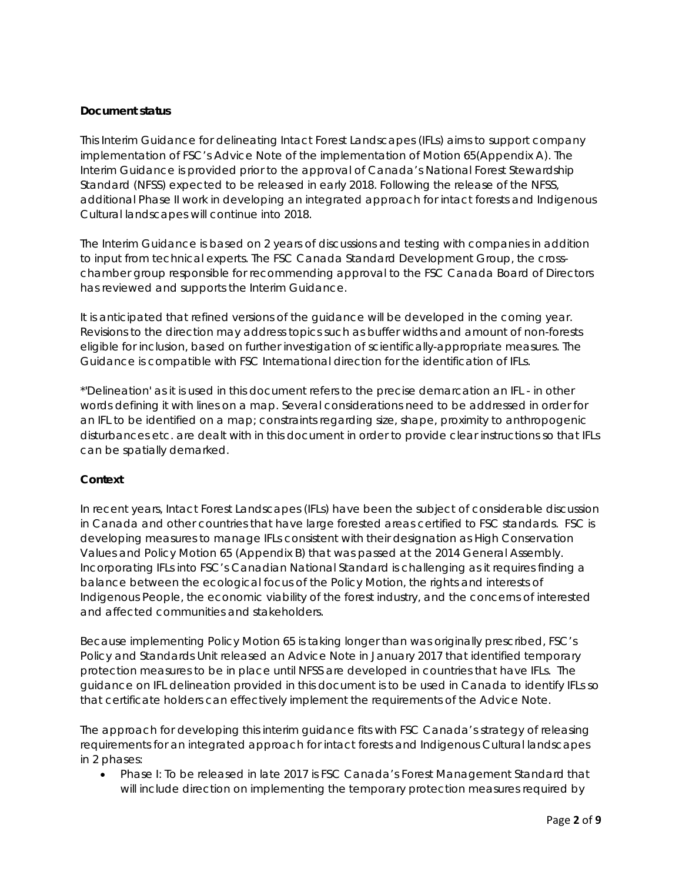**Document status**

This Interim Guidance for delineating Intact Forest Landscapes (IFLs) aims to support company implementation of FSC's Advice Note of the implementation of Motion 65(Appendix A). The Interim Guidance is provided prior to the approval of Canada's National Forest Stewardship Standard (NFSS) expected to be released in early 2018. Following the release of the NFSS, additional Phase II work in developing an integrated approach for intact forests and Indigenous Cultural landscapes will continue into 2018.

The Interim Guidance is based on 2 years of discussions and testing with companies in addition to input from technical experts. The FSC Canada Standard Development Group, the cross-chamber group responsible for recommending approval to the FSC Canada Board of Directors has reviewed and supports the Interim Guidance.

It is anticipated that refined versions of the guidance will be developed in the coming year. Revisions to the direction may address topics such as buffer widths and amount of non-forests eligible for inclusion, based on further investigation of scientifically-appropriate measures. The Guidance is compatible with FSC International direction for the identification of IFLs.

*'Delineation' as it is used in this document refers to the precise demarcation an IFL - in other words defining it with lines on a map. Several considerations need to be addressed in order for an IFL to be identified on a map; constraints regarding size, shape, proximity to anthropogenic disturbances etc. are dealt with in this document in order to provide clear instructions so that IFLs can be spatially demarked.

**Context**

In recent years, Intact Forest Landscapes (IFLs) have been the subject of considerable discussion in Canada and other countries that have large forested areas certified to FSC standards. FSC is developing measures to manage IFLs consistent with their designation as High Conservation Values and Policy Motion 65 (Appendix B) that was passed at the 2014 General Assembly. Incorporating IFLs into FSC's Canadian National Standard is challenging as it requires finding a balance between the ecological focus of the Policy Motion, the rights and interests of Indigenous People, the economic viability of the forest industry, and the concerns of interested and affected communities and stakeholders.

Because implementing Policy Motion 65 is taking longer than was originally prescribed, FSC's Policy and Standards Unit released an Advice Note in January 2017 that identified temporary protection measures to be in place until NFSS are developed in countries that have IFLs. The guidance on IFL delineation provided in this document is to be used in Canada to identify IFLs so that certificate holders can effectively implement the requirements of the Advice Note.

The approach for developing this interim guidance fits with FSC Canada's strategy of releasing requirements for an integrated approach for intact forests and Indigenous Cultural landscapes in 2 phases:

- Phase I: To be released in late 2017 is FSC Canada's Forest Management Standard that will include direction on implementing the temporary protection measures required by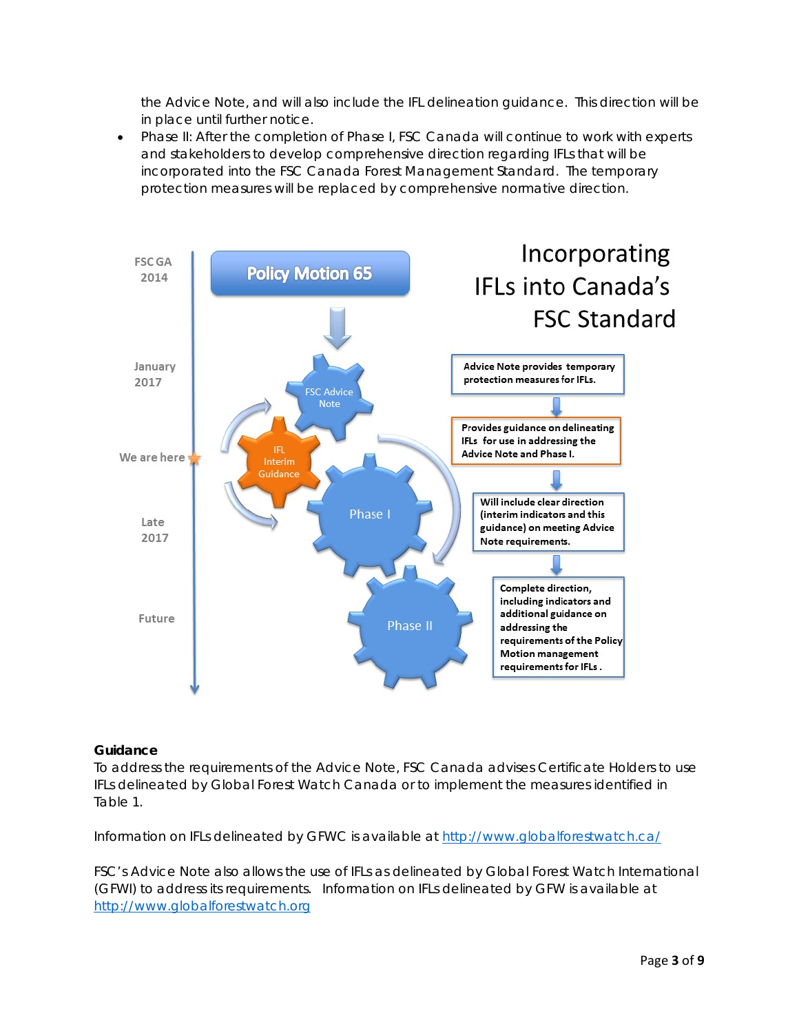the Advice Note, and will also include the IFL delineation guidance. This direction will be in place until further notice.

- Phase II: After the completion of Phase I, FSC Canada will continue to work with experts and stakeholders to develop comprehensive direction regarding IFLs that will be incorporated into the FSC Canada Forest Management Standard. The temporary protection measures will be replaced by comprehensive normative direction.

**Incorporating IFLs into Canada's FSC Standard**

| Timeline | Stage | Description |
|---|---|---|
| FSC GA 2014 | Policy Motion 65 | |
| January 2017 | FSC Advice Note | Advice Note provides temporary protection measures for IFLs. |
| We are here | IFL Interim Guidance | Provides guidance on delineating IFLs for use in addressing the Advice Note and Phase I. |
| Late 2017 | Phase I | Will include clear direction (interim indicators and this guidance) on meeting Advice Note requirements. |
| Future | Phase II | Complete direction, including indicators and additional guidance on addressing the requirements of the Policy Motion management requirements for IFLs . |

### Guidance

To address the requirements of the Advice Note, FSC Canada advises Certificate Holders to use IFLs delineated by Global Forest Watch Canada or to implement the measures identified in Table 1.

Information on IFLs delineated by GFWC is available at http://www.globalforestwatch.ca/

FSC's Advice Note also allows the use of IFLs as delineated by Global Forest Watch International (GFWI) to address its requirements. Information on IFLs delineated by GFW is available at http://www.globalforestwatch.org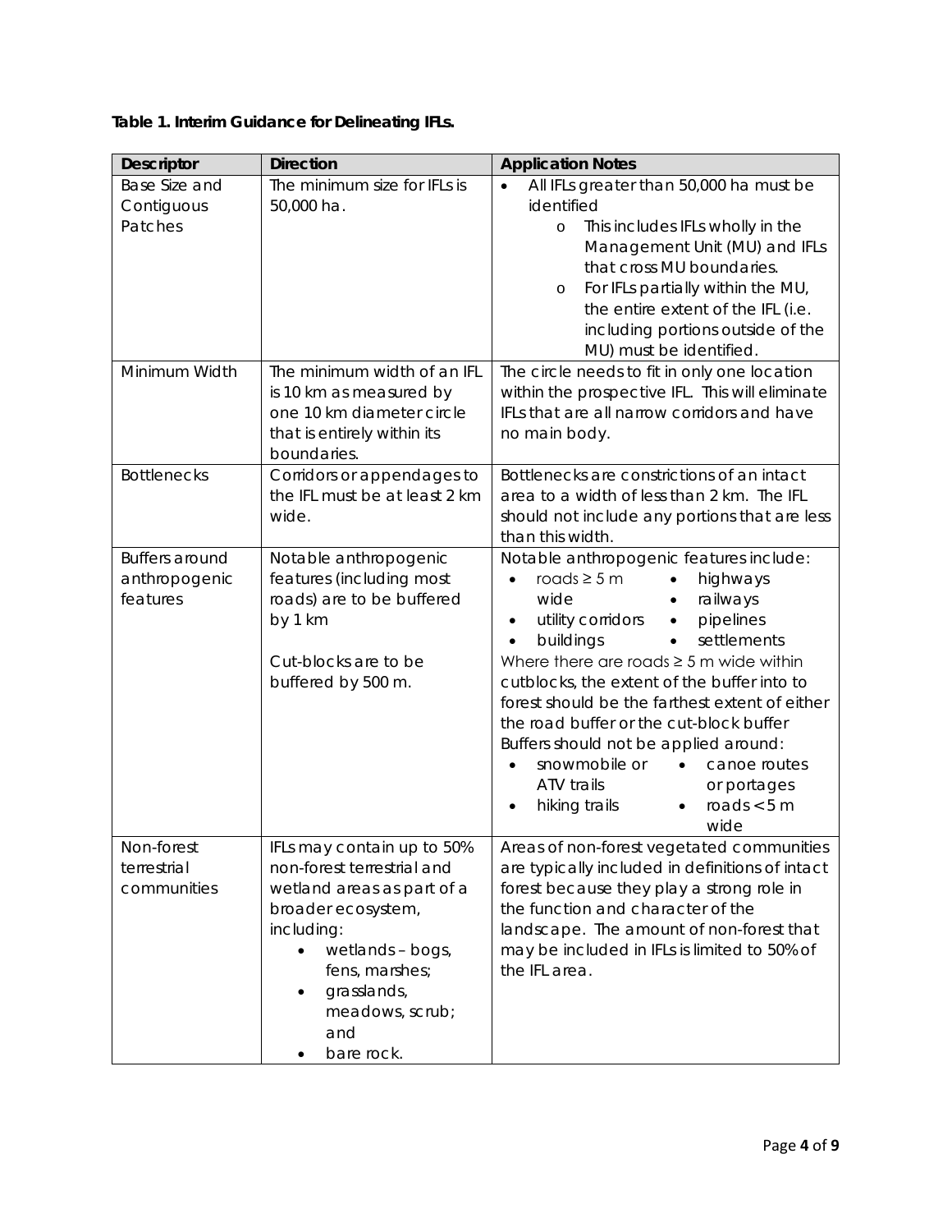**Table 1. Interim Guidance for Delineating IFLs.**

| Descriptor | Direction | Application Notes |
|---|---|---|
| Base Size and Contiguous Patches | The minimum size for IFLs is 50,000 ha. | • All IFLs greater than 50,000 ha must be identified<br>  o This includes IFLs wholly in the Management Unit (MU) and IFLs that cross MU boundaries.<br>  o For IFLs partially within the MU, the entire extent of the IFL (i.e. including portions outside of the MU) must be identified. |
| Minimum Width | The minimum width of an IFL is 10 km as measured by one 10 km diameter circle that is entirely within its boundaries. | The circle needs to fit in only one location within the prospective IFL. This will eliminate IFLs that are all narrow corridors and have no main body. |
| Bottlenecks | Corridors or appendages to the IFL must be at least 2 km wide. | Bottlenecks are constrictions of an intact area to a width of less than 2 km. The IFL should not include any portions that are less than this width. |
| Buffers around anthropogenic features | Notable anthropogenic features (including most roads) are to be buffered by 1 km<br><br>Cut-blocks are to be buffered by 500 m. | Notable anthropogenic features include:<br>• roads ≥ 5 m wide<br>• highways<br>• railways<br>• utility corridors<br>• pipelines<br>• buildings<br>• settlements<br>*Where there are roads ≥ 5 m wide within* cutblocks, the extent of the buffer into to forest should be the farthest extent of either the road buffer or the cut-block buffer<br>Buffers should not be applied around:<br>• snowmobile or ATV trails<br>• canoe routes or portages<br>• hiking trails<br>• roads < 5 m wide |
| Non-forest terrestrial communities | IFLs may contain up to 50% non-forest terrestrial and wetland areas as part of a broader ecosystem, including:<br>• wetlands – bogs, fens, marshes;<br>• grasslands, meadows, scrub; and<br>• bare rock. | Areas of non-forest vegetated communities are typically included in definitions of intact forest because they play a strong role in the function and character of the landscape. The amount of non-forest that may be included in IFLs is limited to 50% of the IFL area. |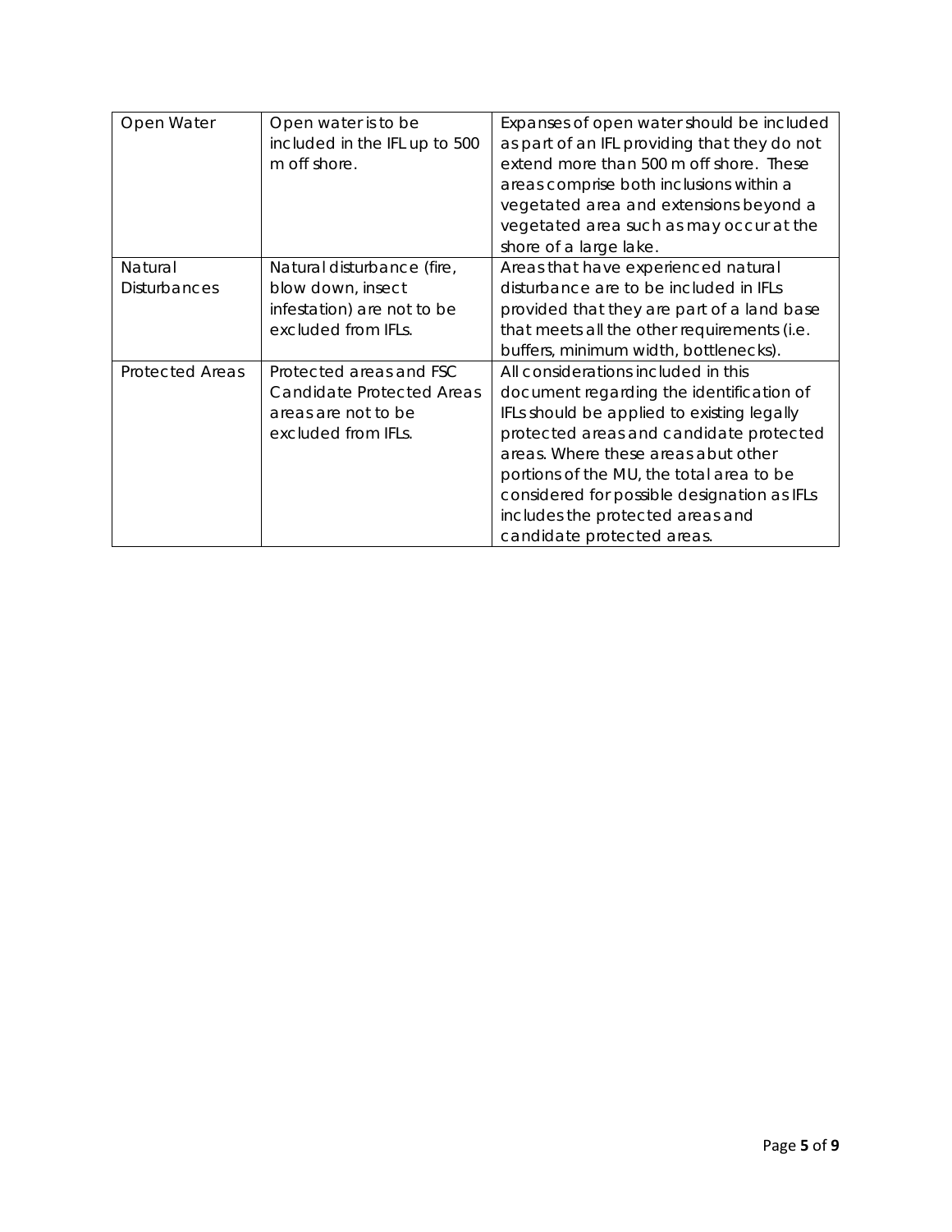| Open Water | Open water is to be included in the IFL up to 500 m off shore. | Expanses of open water should be included as part of an IFL providing that they do not extend more than 500 m off shore. These areas comprise both inclusions within a vegetated area and extensions beyond a vegetated area such as may occur at the shore of a large lake. |
|---|---|---|
| Natural Disturbances | Natural disturbance (fire, blow down, insect infestation) are not to be excluded from IFLs. | Areas that have experienced natural disturbance are to be included in IFLs provided that they are part of a land base that meets all the other requirements (i.e. buffers, minimum width, bottlenecks). |
| Protected Areas | Protected areas and FSC Candidate Protected Areas areas are not to be excluded from IFLs. | All considerations included in this document regarding the identification of IFLs should be applied to existing legally protected areas and candidate protected areas. Where these areas abut other portions of the MU, the total area to be considered for possible designation as IFLs includes the protected areas and candidate protected areas. |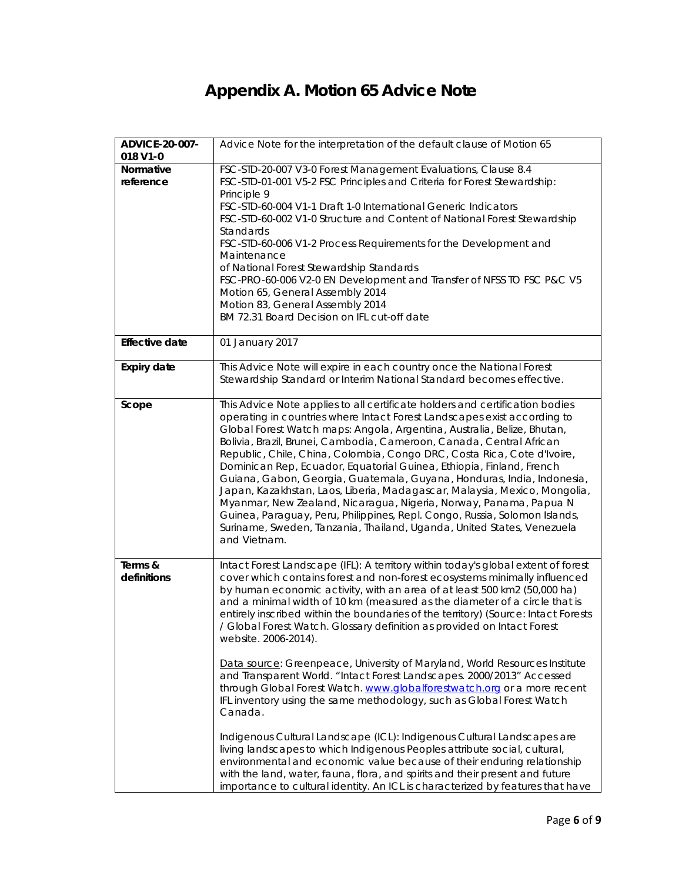# Appendix A. Motion 65 Advice Note

| ADVICE-20-007-018 V1-0 | Advice Note for the interpretation of the default clause of Motion 65 |
|---|---|
| **Normative reference** | FSC-STD-20-007 V3-0 Forest Management Evaluations, Clause 8.4<br>FSC-STD-01-001 V5-2 FSC Principles and Criteria for Forest Stewardship: Principle 9<br>FSC-STD-60-004 V1-1 Draft 1-0 International Generic Indicators<br>FSC-STD-60-002 V1-0 Structure and Content of National Forest Stewardship Standards<br>FSC-STD-60-006 V1-2 Process Requirements for the Development and Maintenance<br>of National Forest Stewardship Standards<br>FSC-PRO-60-006 V2-0 EN Development and Transfer of NFSS TO FSC P&C V5<br>Motion 65, General Assembly 2014<br>Motion 83, General Assembly 2014<br>BM 72.31 Board Decision on IFL cut-off date |
| **Effective date** | 01 January 2017 |
| **Expiry date** | This Advice Note will expire in each country once the National Forest Stewardship Standard or Interim National Standard becomes effective. |
| **Scope** | This Advice Note applies to all certificate holders and certification bodies operating in countries where Intact Forest Landscapes exist according to Global Forest Watch maps: Angola, Argentina, Australia, Belize, Bhutan, Bolivia, Brazil, Brunei, Cambodia, Cameroon, Canada, Central African Republic, Chile, China, Colombia, Congo DRC, Costa Rica, Cote d'Ivoire, Dominican Rep, Ecuador, Equatorial Guinea, Ethiopia, Finland, French Guiana, Gabon, Georgia, Guatemala, Guyana, Honduras, India, Indonesia, Japan, Kazakhstan, Laos, Liberia, Madagascar, Malaysia, Mexico, Mongolia, Myanmar, New Zealand, Nicaragua, Nigeria, Norway, Panama, Papua N Guinea, Paraguay, Peru, Philippines, Repl. Congo, Russia, Solomon Islands, Suriname, Sweden, Tanzania, Thailand, Uganda, United States, Venezuela and Vietnam. |
| **Terms & definitions** | Intact Forest Landscape (IFL): A territory within today's global extent of forest cover which contains forest and non-forest ecosystems minimally influenced by human economic activity, with an area of at least 500 km2 (50,000 ha) and a minimal width of 10 km (measured as the diameter of a circle that is entirely inscribed within the boundaries of the territory) (Source: Intact Forests / Global Forest Watch. Glossary definition as provided on Intact Forest website. 2006-2014).<br><br>Data source: Greenpeace, University of Maryland, World Resources Institute and Transparent World. "Intact Forest Landscapes. 2000/2013" Accessed through Global Forest Watch. www.globalforestwatch.org or a more recent IFL inventory using the same methodology, such as Global Forest Watch Canada.<br><br>Indigenous Cultural Landscape (ICL): Indigenous Cultural Landscapes are living landscapes to which Indigenous Peoples attribute social, cultural, environmental and economic value because of their enduring relationship with the land, water, fauna, flora, and spirits and their present and future importance to cultural identity. An ICL is characterized by features that have |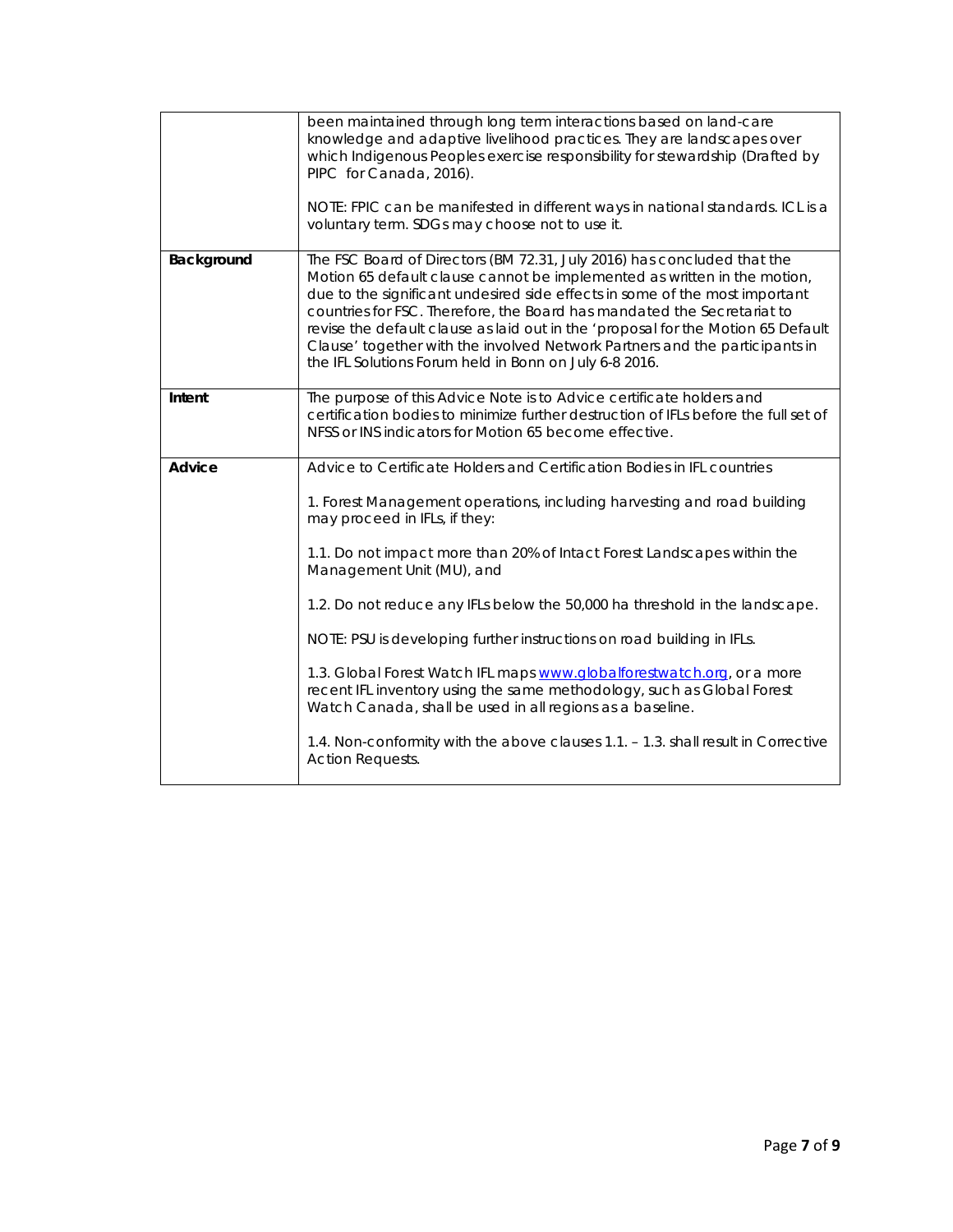| | |
|---|---|
| | been maintained through long term interactions based on land-care knowledge and adaptive livelihood practices. They are landscapes over which Indigenous Peoples exercise responsibility for stewardship (Drafted by PIPC for Canada, 2016).<br><br>NOTE: FPIC can be manifested in different ways in national standards. ICL is a voluntary term. SDGs may choose not to use it. |
| **Background** | The FSC Board of Directors (BM 72.31, July 2016) has concluded that the Motion 65 default clause cannot be implemented as written in the motion, due to the significant undesired side effects in some of the most important countries for FSC. Therefore, the Board has mandated the Secretariat to revise the default clause as laid out in the 'proposal for the Motion 65 Default Clause' together with the involved Network Partners and the participants in the IFL Solutions Forum held in Bonn on July 6-8 2016. |
| **Intent** | The purpose of this Advice Note is to Advice certificate holders and certification bodies to minimize further destruction of IFLs before the full set of NFSS or INS indicators for Motion 65 become effective. |
| **Advice** | Advice to Certificate Holders and Certification Bodies in IFL countries<br><br>1. Forest Management operations, including harvesting and road building may proceed in IFLs, if they:<br><br>1.1. Do not impact more than 20% of Intact Forest Landscapes within the Management Unit (MU), and<br><br>1.2. Do not reduce any IFLs below the 50,000 ha threshold in the landscape.<br><br>NOTE: PSU is developing further instructions on road building in IFLs.<br><br>1.3. Global Forest Watch IFL maps www.globalforestwatch.org, or a more recent IFL inventory using the same methodology, such as Global Forest Watch Canada, shall be used in all regions as a baseline.<br><br>1.4. Non-conformity with the above clauses 1.1. – 1.3. shall result in Corrective Action Requests. |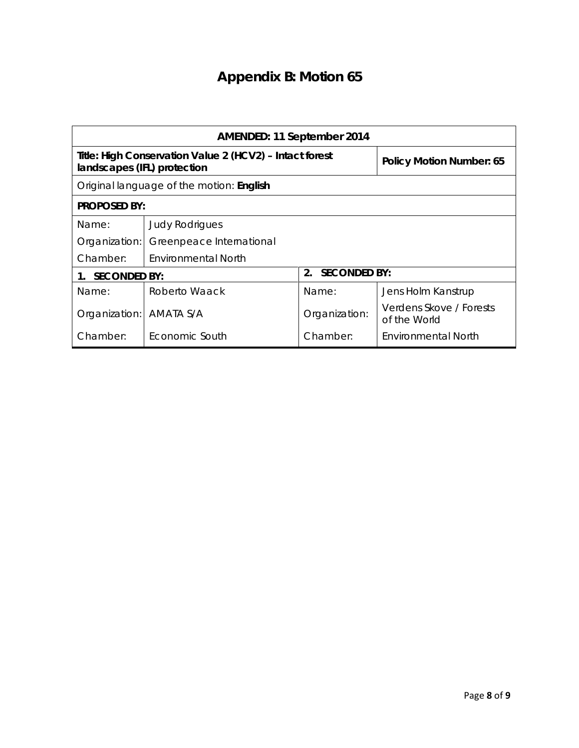# Appendix B: Motion 65

| AMENDED: 11 September 2014 | | | |
|---|---|---|---|
| **Title: High Conservation Value 2 (HCV2) – Intact forest landscapes (IFL) protection** | | | **Policy Motion Number: 65** |
| Original language of the motion: **English** | | | |
| **PROPOSED BY:** | | | |
| Name: | Judy Rodrigues | | |
| Organization: | Greenpeace International | | |
| Chamber: | Environmental North | | |
| **1. SECONDED BY:** | | **2. SECONDED BY:** | |
| Name: | Roberto Waack | Name: | Jens Holm Kanstrup |
| Organization: | AMATA S/A | Organization: | Verdens Skove / Forests of the World |
| Chamber: | Economic South | Chamber: | Environmental North |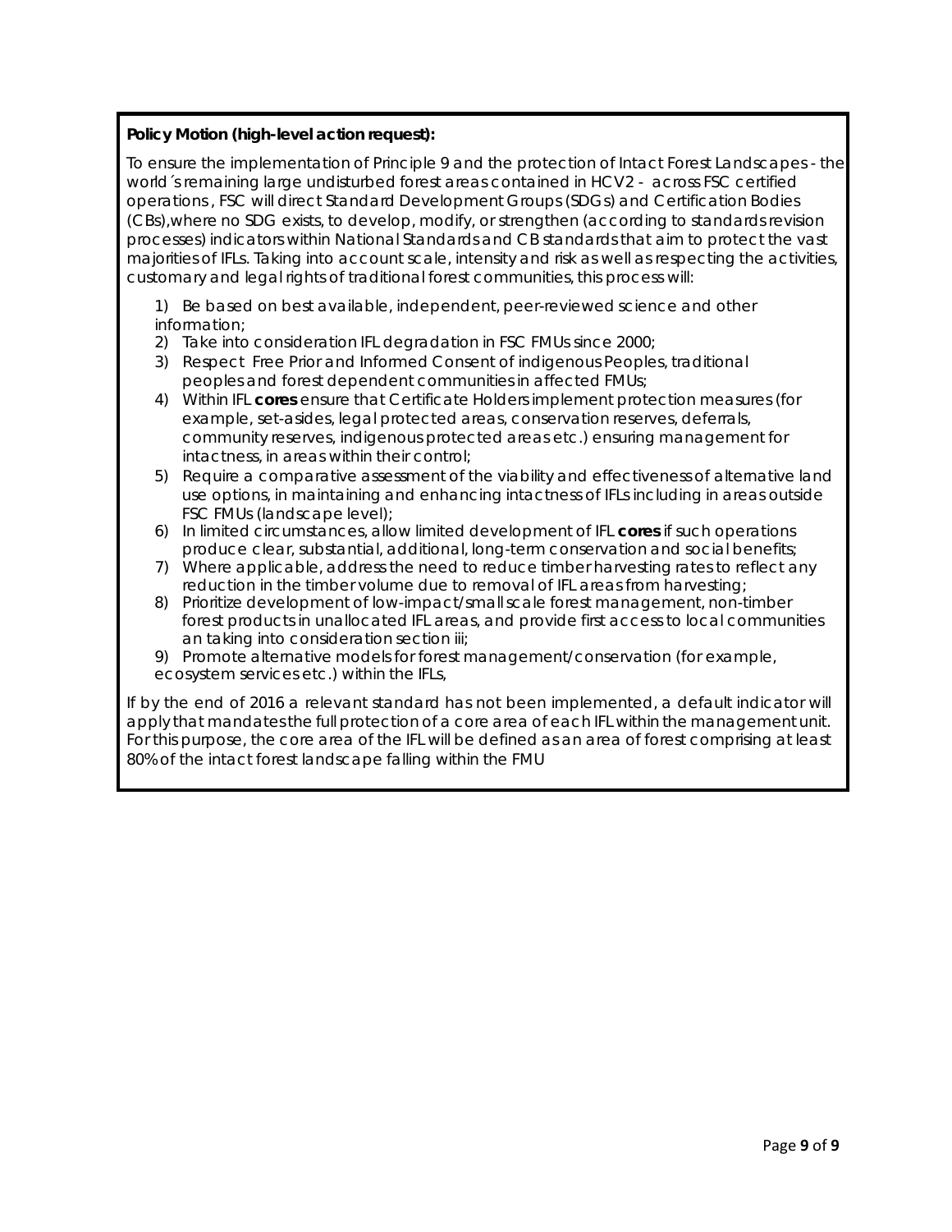**Policy Motion (high-level action request):**

To ensure the implementation of Principle 9 and the protection of Intact Forest Landscapes - the world´s remaining large undisturbed forest areas contained in HCV2 - across FSC certified operations, FSC will direct Standard Development Groups (SDGs) and Certification Bodies (CBs),where no SDG exists, to develop, modify, or strengthen (according to standards revision processes) indicators within National Standards and CB standards that aim to protect the vast majorities of IFLs. Taking into account scale, intensity and risk as well as respecting the activities, customary and legal rights of traditional forest communities, this process will:

1) Be based on best available, independent, peer-reviewed science and other information;
2) Take into consideration IFL degradation in FSC FMUs since 2000;
3) Respect Free Prior and Informed Consent of indigenous Peoples, traditional peoples and forest dependent communities in affected FMUs;
4) Within IFL **cores** ensure that Certificate Holders implement protection measures (for example, set-asides, legal protected areas, conservation reserves, deferrals, community reserves, indigenous protected areas etc.) ensuring management for intactness, in areas within their control;
5) Require a comparative assessment of the viability and effectiveness of alternative land use options, in maintaining and enhancing intactness of IFLs including in areas outside FSC FMUs (landscape level);
6) In limited circumstances, allow limited development of IFL **cores** if such operations produce clear, substantial, additional, long-term conservation and social benefits;
7) Where applicable, address the need to reduce timber harvesting rates to reflect any reduction in the timber volume due to removal of IFL areas from harvesting;
8) Prioritize development of low-impact/small scale forest management, non-timber forest products in unallocated IFL areas, and provide first access to local communities an taking into consideration section iii;
9) Promote alternative models for forest management/conservation (for example, ecosystem services etc.) within the IFLs,

If by the end of 2016 a relevant standard has not been implemented, a default indicator will apply that mandates the full protection of a core area of each IFL within the management unit. For this purpose, the core area of the IFL will be defined as an area of forest comprising at least 80% of the intact forest landscape falling within the FMU